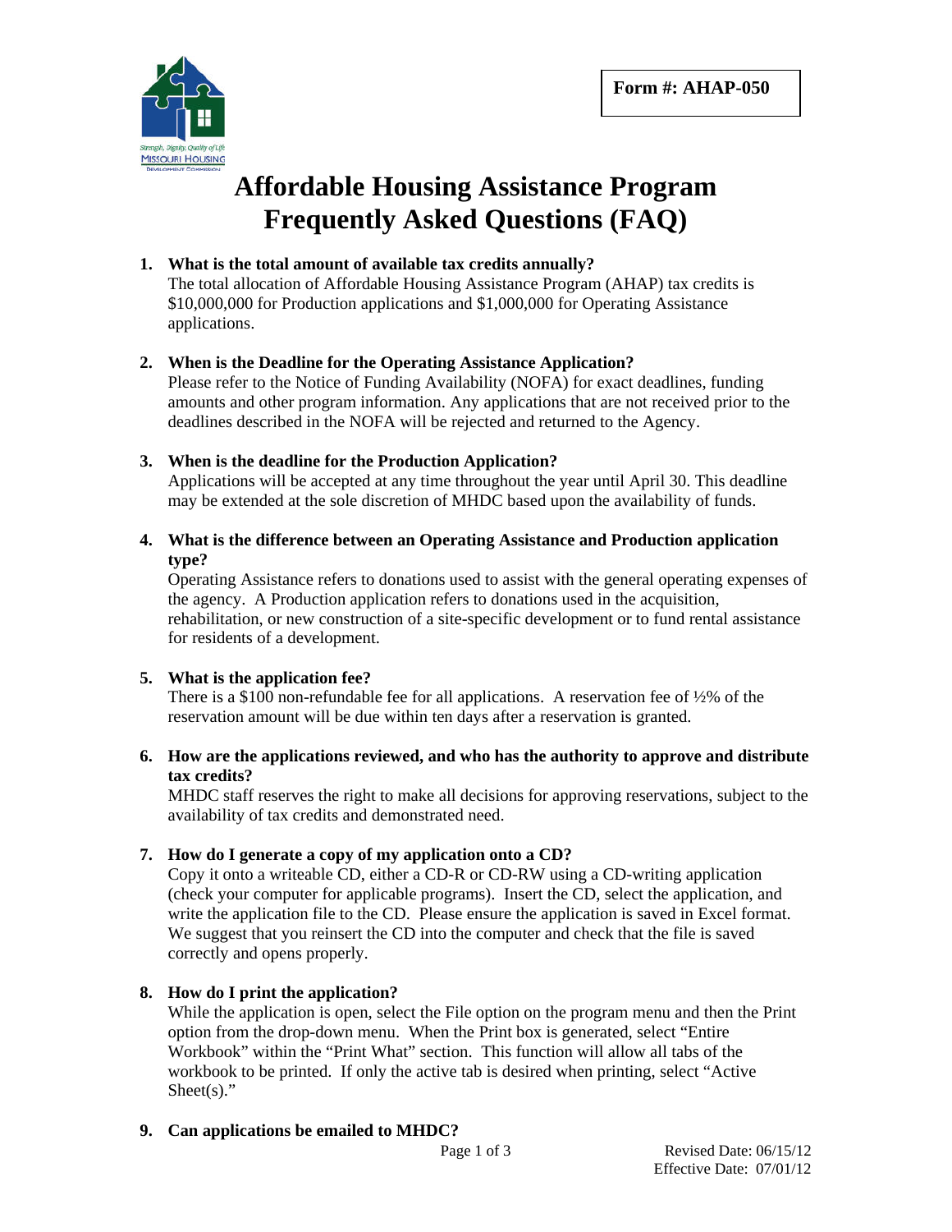**Form #: AHAP-050**

# Affordable Housing Assistance Program Frequently Asked Questions (FAQ)

1. **What is the total amount of available tax credits annually?**
   The total allocation of Affordable Housing Assistance Program (AHAP) tax credits is $10,000,000 for Production applications and $1,000,000 for Operating Assistance applications.

2. **When is the Deadline for the Operating Assistance Application?**
   Please refer to the Notice of Funding Availability (NOFA) for exact deadlines, funding amounts and other program information. Any applications that are not received prior to the deadlines described in the NOFA will be rejected and returned to the Agency.

3. **When is the deadline for the Production Application?**
   Applications will be accepted at any time throughout the year until April 30. This deadline may be extended at the sole discretion of MHDC based upon the availability of funds.

4. **What is the difference between an Operating Assistance and Production application type?**
   Operating Assistance refers to donations used to assist with the general operating expenses of the agency. A Production application refers to donations used in the acquisition, rehabilitation, or new construction of a site-specific development or to fund rental assistance for residents of a development.

5. **What is the application fee?**
   There is a $100 non-refundable fee for all applications. A reservation fee of ½% of the reservation amount will be due within ten days after a reservation is granted.

6. **How are the applications reviewed, and who has the authority to approve and distribute tax credits?**
   MHDC staff reserves the right to make all decisions for approving reservations, subject to the availability of tax credits and demonstrated need.

7. **How do I generate a copy of my application onto a CD?**
   Copy it onto a writeable CD, either a CD-R or CD-RW using a CD-writing application (check your computer for applicable programs). Insert the CD, select the application, and write the application file to the CD. Please ensure the application is saved in Excel format. We suggest that you reinsert the CD into the computer and check that the file is saved correctly and opens properly.

8. **How do I print the application?**
   While the application is open, select the File option on the program menu and then the Print option from the drop-down menu. When the Print box is generated, select "Entire Workbook" within the "Print What" section. This function will allow all tabs of the workbook to be printed. If only the active tab is desired when printing, select "Active Sheet(s)."

9. **Can applications be emailed to MHDC?**

Revised Date: 06/15/12
Effective Date: 07/01/12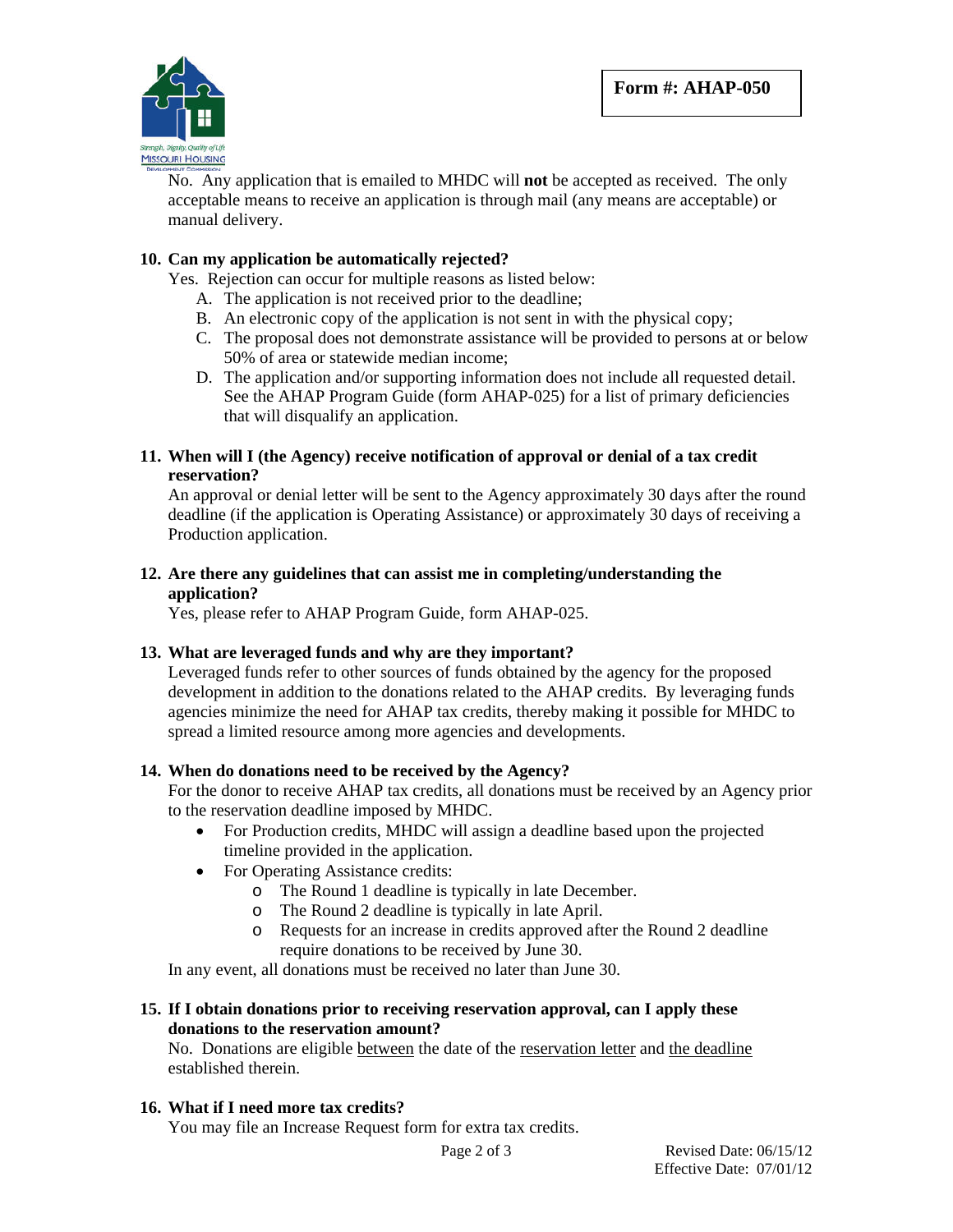**Form #: AHAP-050**

No. Any application that is emailed to MHDC will **not** be accepted as received. The only acceptable means to receive an application is through mail (any means are acceptable) or manual delivery.

**10. Can my application be automatically rejected?**

Yes. Rejection can occur for multiple reasons as listed below:

A. The application is not received prior to the deadline;
B. An electronic copy of the application is not sent in with the physical copy;
C. The proposal does not demonstrate assistance will be provided to persons at or below 50% of area or statewide median income;
D. The application and/or supporting information does not include all requested detail. See the AHAP Program Guide (form AHAP-025) for a list of primary deficiencies that will disqualify an application.

**11. When will I (the Agency) receive notification of approval or denial of a tax credit reservation?**

An approval or denial letter will be sent to the Agency approximately 30 days after the round deadline (if the application is Operating Assistance) or approximately 30 days of receiving a Production application.

**12. Are there any guidelines that can assist me in completing/understanding the application?**

Yes, please refer to AHAP Program Guide, form AHAP-025.

**13. What are leveraged funds and why are they important?**

Leveraged funds refer to other sources of funds obtained by the agency for the proposed development in addition to the donations related to the AHAP credits. By leveraging funds agencies minimize the need for AHAP tax credits, thereby making it possible for MHDC to spread a limited resource among more agencies and developments.

**14. When do donations need to be received by the Agency?**

For the donor to receive AHAP tax credits, all donations must be received by an Agency prior to the reservation deadline imposed by MHDC.

- For Production credits, MHDC will assign a deadline based upon the projected timeline provided in the application.
- For Operating Assistance credits:
  - The Round 1 deadline is typically in late December.
  - The Round 2 deadline is typically in late April.
  - Requests for an increase in credits approved after the Round 2 deadline require donations to be received by June 30.

In any event, all donations must be received no later than June 30.

**15. If I obtain donations prior to receiving reservation approval, can I apply these donations to the reservation amount?**

No. Donations are eligible <u>between</u> the date of the <u>reservation letter</u> and <u>the deadline</u> established therein.

**16. What if I need more tax credits?**

You may file an Increase Request form for extra tax credits.

Revised Date: 06/15/12
Effective Date: 07/01/12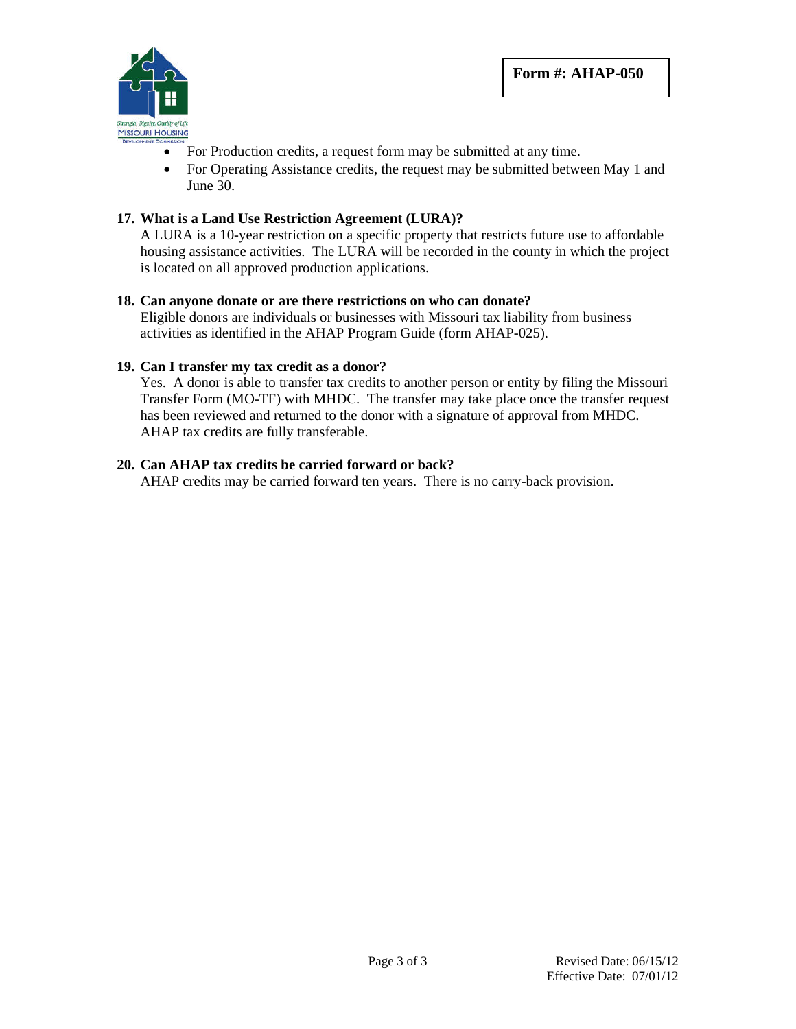**Form #: AHAP-050**

- For Production credits, a request form may be submitted at any time.
- For Operating Assistance credits, the request may be submitted between May 1 and June 30.

**17. What is a Land Use Restriction Agreement (LURA)?**

A LURA is a 10-year restriction on a specific property that restricts future use to affordable housing assistance activities. The LURA will be recorded in the county in which the project is located on all approved production applications.

**18. Can anyone donate or are there restrictions on who can donate?**

Eligible donors are individuals or businesses with Missouri tax liability from business activities as identified in the AHAP Program Guide (form AHAP-025).

**19. Can I transfer my tax credit as a donor?**

Yes. A donor is able to transfer tax credits to another person or entity by filing the Missouri Transfer Form (MO-TF) with MHDC. The transfer may take place once the transfer request has been reviewed and returned to the donor with a signature of approval from MHDC. AHAP tax credits are fully transferable.

**20. Can AHAP tax credits be carried forward or back?**

AHAP credits may be carried forward ten years. There is no carry-back provision.

Revised Date: 06/15/12
Effective Date: 07/01/12